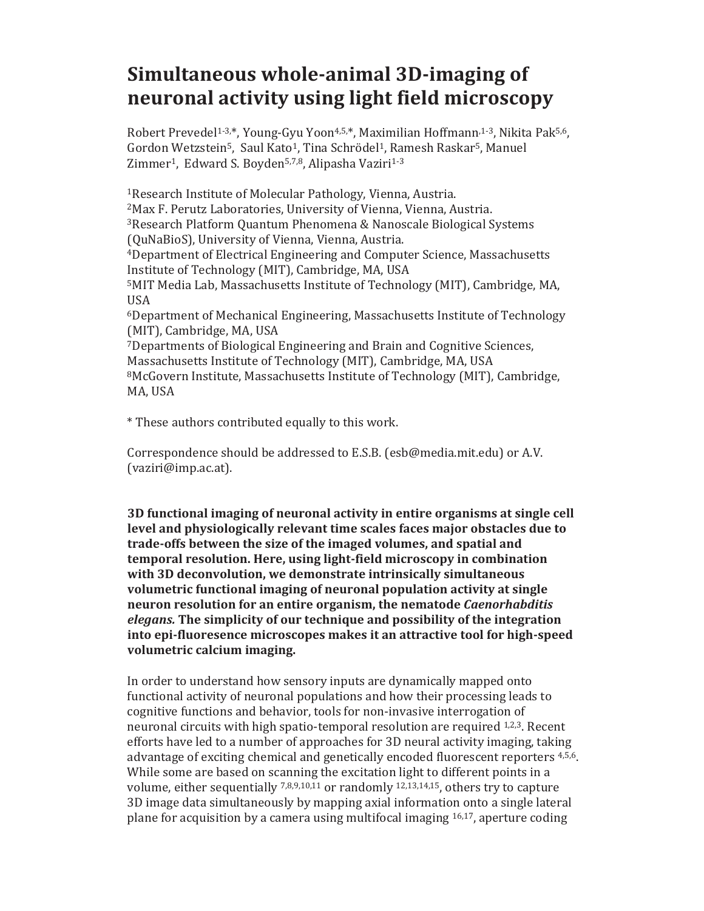# Simultaneous whole-animal 3D-imaging of neuronal activity using light field microscopy

Robert Prevedel[1-3,*], Young-Gyu Yoon[4,5,*], Maximilian Hoffmann[1-3], Nikita Pak[5,6], Gordon Wetzstein[5], Saul Kato[1], Tina Schrödel[1], Ramesh Raskar[5], Manuel Zimmer[1], Edward S. Boyden[5,7,8], Alipasha Vaziri[1-3]

[1]Research Institute of Molecular Pathology, Vienna, Austria.
[2]Max F. Perutz Laboratories, University of Vienna, Vienna, Austria.
[3]Research Platform Quantum Phenomena & Nanoscale Biological Systems (QuNaBioS), University of Vienna, Vienna, Austria.
[4]Department of Electrical Engineering and Computer Science, Massachusetts Institute of Technology (MIT), Cambridge, MA, USA
[5]MIT Media Lab, Massachusetts Institute of Technology (MIT), Cambridge, MA, USA
[6]Department of Mechanical Engineering, Massachusetts Institute of Technology (MIT), Cambridge, MA, USA
[7]Departments of Biological Engineering and Brain and Cognitive Sciences, Massachusetts Institute of Technology (MIT), Cambridge, MA, USA
[8]McGovern Institute, Massachusetts Institute of Technology (MIT), Cambridge, MA, USA

* These authors contributed equally to this work.

Correspondence should be addressed to E.S.B. (esb@media.mit.edu) or A.V. (vaziri@imp.ac.at).

**3D functional imaging of neuronal activity in entire organisms at single cell level and physiologically relevant time scales faces major obstacles due to trade-offs between the size of the imaged volumes, and spatial and temporal resolution. Here, using light-field microscopy in combination with 3D deconvolution, we demonstrate intrinsically simultaneous volumetric functional imaging of neuronal population activity at single neuron resolution for an entire organism, the nematode *Caenorhabditis elegans.* The simplicity of our technique and possibility of the integration into epi-fluoresence microscopes makes it an attractive tool for high-speed volumetric calcium imaging.**

In order to understand how sensory inputs are dynamically mapped onto functional activity of neuronal populations and how their processing leads to cognitive functions and behavior, tools for non-invasive interrogation of neuronal circuits with high spatio-temporal resolution are required [1,2,3]. Recent efforts have led to a number of approaches for 3D neural activity imaging, taking advantage of exciting chemical and genetically encoded fluorescent reporters [4,5,6]. While some are based on scanning the excitation light to different points in a volume, either sequentially [7,8,9,10,11] or randomly [12,13,14,15], others try to capture 3D image data simultaneously by mapping axial information onto a single lateral plane for acquisition by a camera using multifocal imaging [16,17], aperture coding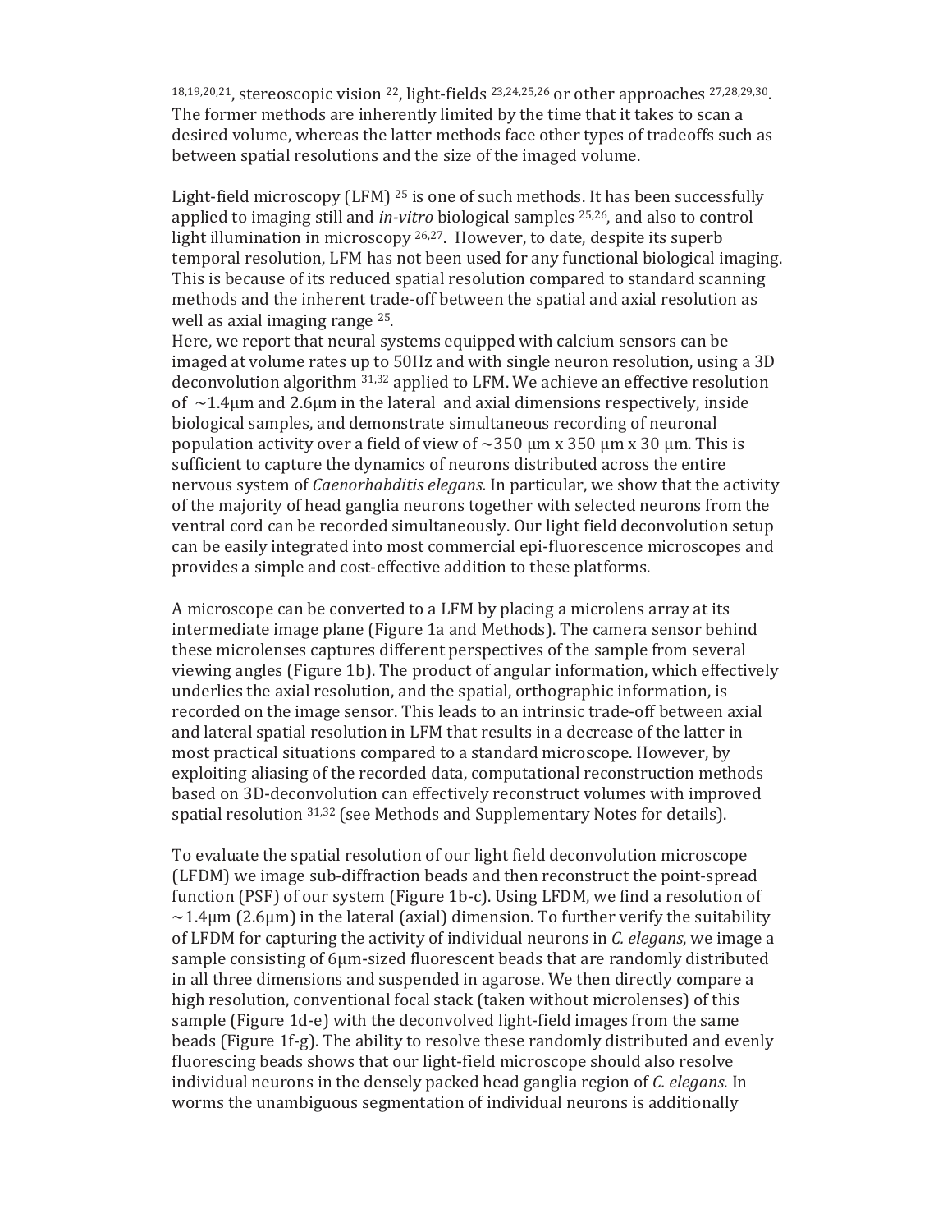[18,19,20,21], stereoscopic vision [22], light-fields [23,24,25,26] or other approaches [27,28,29,30]. The former methods are inherently limited by the time that it takes to scan a desired volume, whereas the latter methods face other types of tradeoffs such as between spatial resolutions and the size of the imaged volume.

Light-field microscopy (LFM) [25] is one of such methods. It has been successfully applied to imaging still and *in-vitro* biological samples [25,26], and also to control light illumination in microscopy [26,27]. However, to date, despite its superb temporal resolution, LFM has not been used for any functional biological imaging. This is because of its reduced spatial resolution compared to standard scanning methods and the inherent trade-off between the spatial and axial resolution as well as axial imaging range [25].

Here, we report that neural systems equipped with calcium sensors can be imaged at volume rates up to 50Hz and with single neuron resolution, using a 3D deconvolution algorithm [31,32] applied to LFM. We achieve an effective resolution of ~1.4μm and 2.6μm in the lateral and axial dimensions respectively, inside biological samples, and demonstrate simultaneous recording of neuronal population activity over a field of view of ~350 μm x 350 μm x 30 μm. This is sufficient to capture the dynamics of neurons distributed across the entire nervous system of *Caenorhabditis elegans.* In particular, we show that the activity of the majority of head ganglia neurons together with selected neurons from the ventral cord can be recorded simultaneously. Our light field deconvolution setup can be easily integrated into most commercial epi-fluorescence microscopes and provides a simple and cost-effective addition to these platforms.

A microscope can be converted to a LFM by placing a microlens array at its intermediate image plane (Figure 1a and Methods). The camera sensor behind these microlenses captures different perspectives of the sample from several viewing angles (Figure 1b). The product of angular information, which effectively underlies the axial resolution, and the spatial, orthographic information, is recorded on the image sensor. This leads to an intrinsic trade-off between axial and lateral spatial resolution in LFM that results in a decrease of the latter in most practical situations compared to a standard microscope. However, by exploiting aliasing of the recorded data, computational reconstruction methods based on 3D-deconvolution can effectively reconstruct volumes with improved spatial resolution [31,32] (see Methods and Supplementary Notes for details).

To evaluate the spatial resolution of our light field deconvolution microscope (LFDM) we image sub-diffraction beads and then reconstruct the point-spread function (PSF) of our system (Figure 1b-c). Using LFDM, we find a resolution of ~1.4μm (2.6μm) in the lateral (axial) dimension. To further verify the suitability of LFDM for capturing the activity of individual neurons in *C. elegans*, we image a sample consisting of 6μm-sized fluorescent beads that are randomly distributed in all three dimensions and suspended in agarose. We then directly compare a high resolution, conventional focal stack (taken without microlenses) of this sample (Figure 1d-e) with the deconvolved light-field images from the same beads (Figure 1f-g). The ability to resolve these randomly distributed and evenly fluorescing beads shows that our light-field microscope should also resolve individual neurons in the densely packed head ganglia region of *C. elegans*. In worms the unambiguous segmentation of individual neurons is additionally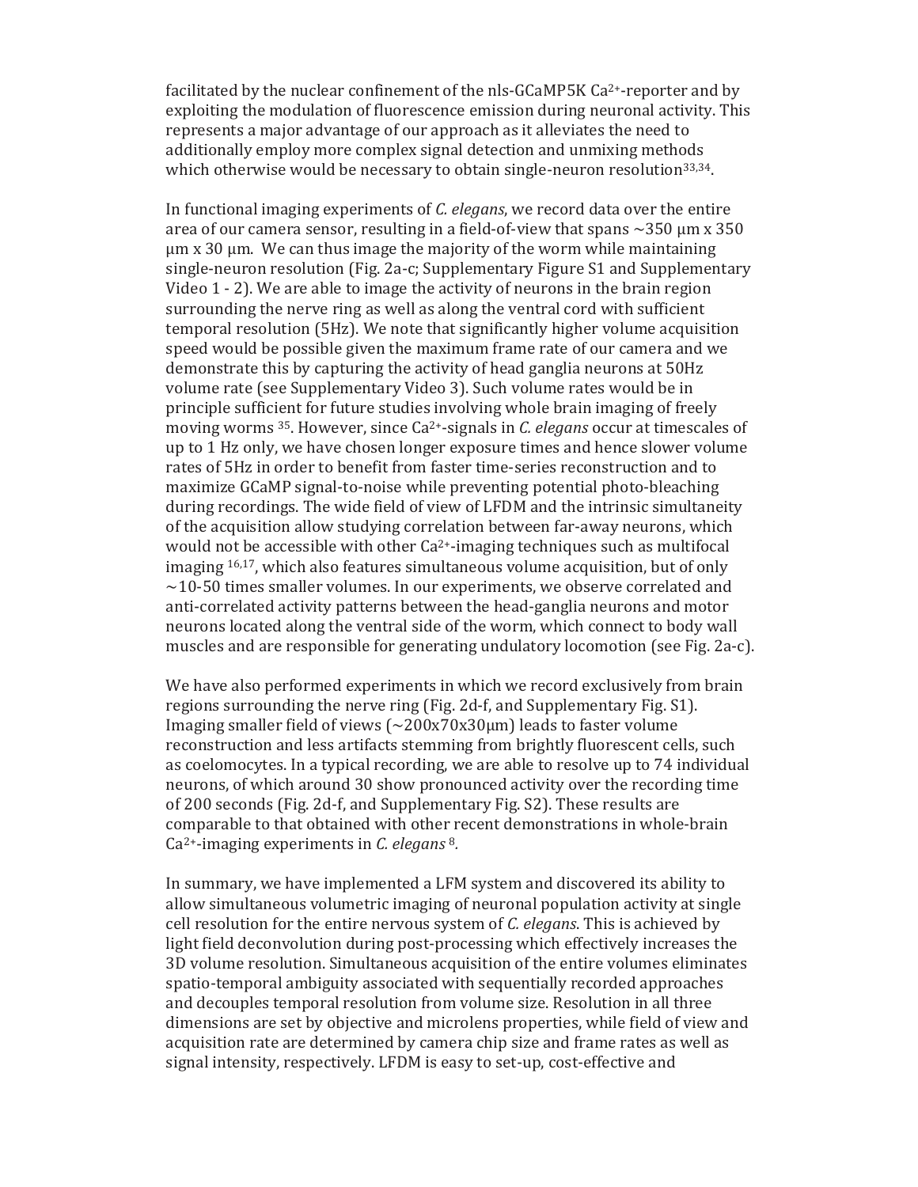facilitated by the nuclear confinement of the nls-GCaMP5K $Ca^{2+}$-reporter and by exploiting the modulation of fluorescence emission during neuronal activity. This represents a major advantage of our approach as it alleviates the need to additionally employ more complex signal detection and unmixing methods which otherwise would be necessary to obtain single-neuron resolution[33,34].

In functional imaging experiments of *C. elegans*, we record data over the entire area of our camera sensor, resulting in a field-of-view that spans ~350 µm x 350 µm x 30 µm. We can thus image the majority of the worm while maintaining single-neuron resolution (Fig. 2a-c; Supplementary Figure S1 and Supplementary Video 1 - 2). We are able to image the activity of neurons in the brain region surrounding the nerve ring as well as along the ventral cord with sufficient temporal resolution (5Hz). We note that significantly higher volume acquisition speed would be possible given the maximum frame rate of our camera and we demonstrate this by capturing the activity of head ganglia neurons at 50Hz volume rate (see Supplementary Video 3). Such volume rates would be in principle sufficient for future studies involving whole brain imaging of freely moving worms [35]. However, since $Ca^{2+}$-signals in *C. elegans* occur at timescales of up to 1 Hz only, we have chosen longer exposure times and hence slower volume rates of 5Hz in order to benefit from faster time-series reconstruction and to maximize GCaMP signal-to-noise while preventing potential photo-bleaching during recordings. The wide field of view of LFDM and the intrinsic simultaneity of the acquisition allow studying correlation between far-away neurons, which would not be accessible with other $Ca^{2+}$-imaging techniques such as multifocal imaging [16,17], which also features simultaneous volume acquisition, but of only ~10-50 times smaller volumes. In our experiments, we observe correlated and anti-correlated activity patterns between the head-ganglia neurons and motor neurons located along the ventral side of the worm, which connect to body wall muscles and are responsible for generating undulatory locomotion (see Fig. 2a-c).

We have also performed experiments in which we record exclusively from brain regions surrounding the nerve ring (Fig. 2d-f, and Supplementary Fig. S1). Imaging smaller field of views (~200x70x30µm) leads to faster volume reconstruction and less artifacts stemming from brightly fluorescent cells, such as coelomocytes. In a typical recording, we are able to resolve up to 74 individual neurons, of which around 30 show pronounced activity over the recording time of 200 seconds (Fig. 2d-f, and Supplementary Fig. S2). These results are comparable to that obtained with other recent demonstrations in whole-brain $Ca^{2+}$-imaging experiments in *C. elegans* [8].

In summary, we have implemented a LFM system and discovered its ability to allow simultaneous volumetric imaging of neuronal population activity at single cell resolution for the entire nervous system of *C. elegans*. This is achieved by light field deconvolution during post-processing which effectively increases the 3D volume resolution. Simultaneous acquisition of the entire volumes eliminates spatio-temporal ambiguity associated with sequentially recorded approaches and decouples temporal resolution from volume size. Resolution in all three dimensions are set by objective and microlens properties, while field of view and acquisition rate are determined by camera chip size and frame rates as well as signal intensity, respectively. LFDM is easy to set-up, cost-effective and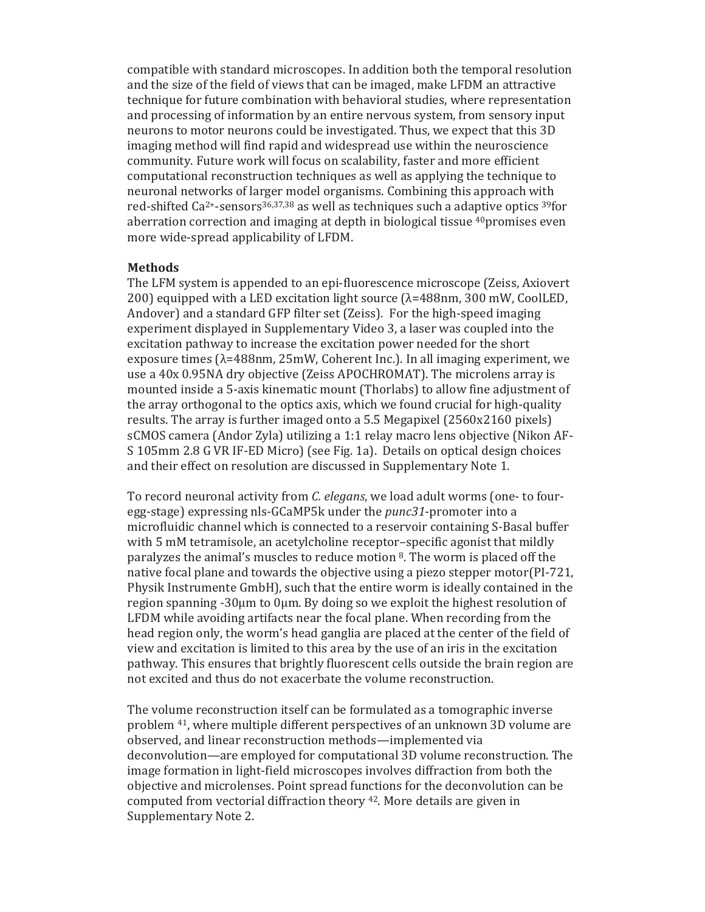compatible with standard microscopes. In addition both the temporal resolution and the size of the field of views that can be imaged, make LFDM an attractive technique for future combination with behavioral studies, where representation and processing of information by an entire nervous system, from sensory input neurons to motor neurons could be investigated. Thus, we expect that this 3D imaging method will find rapid and widespread use within the neuroscience community. Future work will focus on scalability, faster and more efficient computational reconstruction techniques as well as applying the technique to neuronal networks of larger model organisms. Combining this approach with red-shifted $Ca^{2+}$-sensors[36,37,38] as well as techniques such a adaptive optics [39]for aberration correction and imaging at depth in biological tissue [40]promises even more wide-spread applicability of LFDM.

**Methods**

The LFM system is appended to an epi-fluorescence microscope (Zeiss, Axiovert 200) equipped with a LED excitation light source (λ=488nm, 300 mW, CoolLED, Andover) and a standard GFP filter set (Zeiss). For the high-speed imaging experiment displayed in Supplementary Video 3, a laser was coupled into the excitation pathway to increase the excitation power needed for the short exposure times (λ=488nm, 25mW, Coherent Inc.). In all imaging experiment, we use a 40x 0.95NA dry objective (Zeiss APOCHROMAT). The microlens array is mounted inside a 5-axis kinematic mount (Thorlabs) to allow fine adjustment of the array orthogonal to the optics axis, which we found crucial for high-quality results. The array is further imaged onto a 5.5 Megapixel (2560x2160 pixels) sCMOS camera (Andor Zyla) utilizing a 1:1 relay macro lens objective (Nikon AF-S 105mm 2.8 G VR IF-ED Micro) (see Fig. 1a). Details on optical design choices and their effect on resolution are discussed in Supplementary Note 1.

To record neuronal activity from *C. elegans*, we load adult worms (one- to four-egg-stage) expressing nls-GCaMP5k under the *punc31*-promoter into a microfluidic channel which is connected to a reservoir containing S-Basal buffer with 5 mM tetramisole, an acetylcholine receptor–specific agonist that mildly paralyzes the animal's muscles to reduce motion [8]. The worm is placed off the native focal plane and towards the objective using a piezo stepper motor(PI-721, Physik Instrumente GmbH), such that the entire worm is ideally contained in the region spanning -30μm to 0μm. By doing so we exploit the highest resolution of LFDM while avoiding artifacts near the focal plane. When recording from the head region only, the worm's head ganglia are placed at the center of the field of view and excitation is limited to this area by the use of an iris in the excitation pathway. This ensures that brightly fluorescent cells outside the brain region are not excited and thus do not exacerbate the volume reconstruction.

The volume reconstruction itself can be formulated as a tomographic inverse problem [41], where multiple different perspectives of an unknown 3D volume are observed, and linear reconstruction methods—implemented via deconvolution—are employed for computational 3D volume reconstruction. The image formation in light-field microscopes involves diffraction from both the objective and microlenses. Point spread functions for the deconvolution can be computed from vectorial diffraction theory [42]. More details are given in Supplementary Note 2.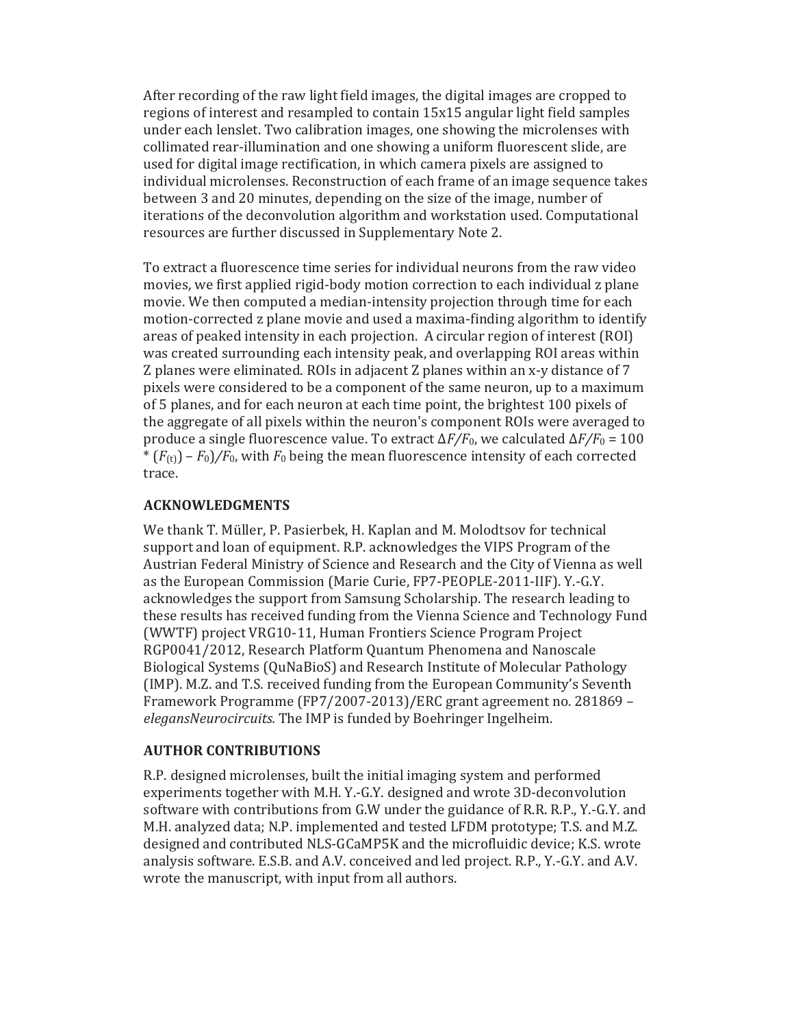After recording of the raw light field images, the digital images are cropped to regions of interest and resampled to contain 15x15 angular light field samples under each lenslet. Two calibration images, one showing the microlenses with collimated rear-illumination and one showing a uniform fluorescent slide, are used for digital image rectification, in which camera pixels are assigned to individual microlenses. Reconstruction of each frame of an image sequence takes between 3 and 20 minutes, depending on the size of the image, number of iterations of the deconvolution algorithm and workstation used. Computational resources are further discussed in Supplementary Note 2.

To extract a fluorescence time series for individual neurons from the raw video movies, we first applied rigid-body motion correction to each individual z plane movie. We then computed a median-intensity projection through time for each motion-corrected z plane movie and used a maxima-finding algorithm to identify areas of peaked intensity in each projection. A circular region of interest (ROI) was created surrounding each intensity peak, and overlapping ROI areas within Z planes were eliminated. ROIs in adjacent Z planes within an x-y distance of 7 pixels were considered to be a component of the same neuron, up to a maximum of 5 planes, and for each neuron at each time point, the brightest 100 pixels of the aggregate of all pixels within the neuron's component ROIs were averaged to produce a single fluorescence value. To extract $\Delta F/F_0$, we calculated $\Delta F/F_0 = 100 * (F_{(t)}) - F_0)/F_0$, with $F_0$ being the mean fluorescence intensity of each corrected trace.

## ACKNOWLEDGMENTS

We thank T. Müller, P. Pasierbek, H. Kaplan and M. Molodtsov for technical support and loan of equipment. R.P. acknowledges the VIPS Program of the Austrian Federal Ministry of Science and Research and the City of Vienna as well as the European Commission (Marie Curie, FP7-PEOPLE-2011-IIF). Y.-G.Y. acknowledges the support from Samsung Scholarship. The research leading to these results has received funding from the Vienna Science and Technology Fund (WWTF) project VRG10-11, Human Frontiers Science Program Project RGP0041/2012, Research Platform Quantum Phenomena and Nanoscale Biological Systems (QuNaBioS) and Research Institute of Molecular Pathology (IMP). M.Z. and T.S. received funding from the European Community's Seventh Framework Programme (FP7/2007-2013)/ERC grant agreement no. 281869 – *elegansNeurocircuits.* The IMP is funded by Boehringer Ingelheim.

## AUTHOR CONTRIBUTIONS

R.P. designed microlenses, built the initial imaging system and performed experiments together with M.H. Y.-G.Y. designed and wrote 3D-deconvolution software with contributions from G.W under the guidance of R.R. R.P., Y.-G.Y. and M.H. analyzed data; N.P. implemented and tested LFDM prototype; T.S. and M.Z. designed and contributed NLS-GCaMP5K and the microfluidic device; K.S. wrote analysis software. E.S.B. and A.V. conceived and led project. R.P., Y.-G.Y. and A.V. wrote the manuscript, with input from all authors.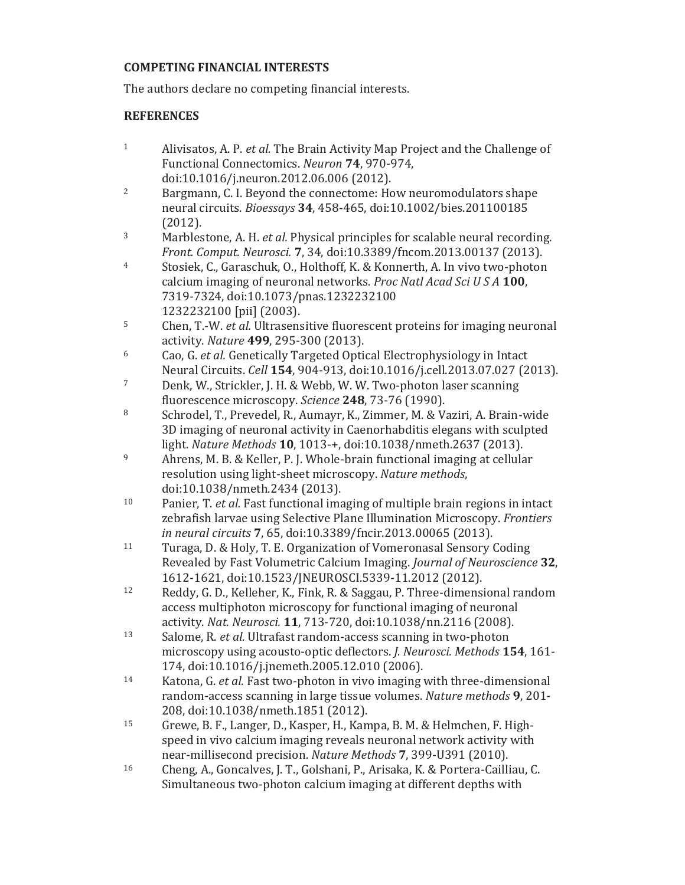**COMPETING FINANCIAL INTERESTS**

The authors declare no competing financial interests.

**REFERENCES**

1. Alivisatos, A. P. *et al.* The Brain Activity Map Project and the Challenge of Functional Connectomics. *Neuron* **74**, 970-974, doi:10.1016/j.neuron.2012.06.006 (2012).
2. Bargmann, C. I. Beyond the connectome: How neuromodulators shape neural circuits. *Bioessays* **34**, 458-465, doi:10.1002/bies.201100185 (2012).
3. Marblestone, A. H. *et al.* Physical principles for scalable neural recording. *Front. Comput. Neurosci.* **7**, 34, doi:10.3389/fncom.2013.00137 (2013).
4. Stosiek, C., Garaschuk, O., Holthoff, K. & Konnerth, A. In vivo two-photon calcium imaging of neuronal networks. *Proc Natl Acad Sci U S A* **100**, 7319-7324, doi:10.1073/pnas.1232232100 1232232100 [pii] (2003).
5. Chen, T.-W. *et al.* Ultrasensitive fluorescent proteins for imaging neuronal activity. *Nature* **499**, 295-300 (2013).
6. Cao, G. *et al.* Genetically Targeted Optical Electrophysiology in Intact Neural Circuits. *Cell* **154**, 904-913, doi:10.1016/j.cell.2013.07.027 (2013).
7. Denk, W., Strickler, J. H. & Webb, W. W. Two-photon laser scanning fluorescence microscopy. *Science* **248**, 73-76 (1990).
8. Schrodel, T., Prevedel, R., Aumayr, K., Zimmer, M. & Vaziri, A. Brain-wide 3D imaging of neuronal activity in Caenorhabditis elegans with sculpted light. *Nature Methods* **10**, 1013-+, doi:10.1038/nmeth.2637 (2013).
9. Ahrens, M. B. & Keller, P. J. Whole-brain functional imaging at cellular resolution using light-sheet microscopy. *Nature methods*, doi:10.1038/nmeth.2434 (2013).
10. Panier, T. *et al.* Fast functional imaging of multiple brain regions in intact zebrafish larvae using Selective Plane Illumination Microscopy. *Frontiers in neural circuits* **7**, 65, doi:10.3389/fncir.2013.00065 (2013).
11. Turaga, D. & Holy, T. E. Organization of Vomeronasal Sensory Coding Revealed by Fast Volumetric Calcium Imaging. *Journal of Neuroscience* **32**, 1612-1621, doi:10.1523/JNEUROSCI.5339-11.2012 (2012).
12. Reddy, G. D., Kelleher, K., Fink, R. & Saggau, P. Three-dimensional random access multiphoton microscopy for functional imaging of neuronal activity. *Nat. Neurosci.* **11**, 713-720, doi:10.1038/nn.2116 (2008).
13. Salome, R. *et al.* Ultrafast random-access scanning in two-photon microscopy using acousto-optic deflectors. *J. Neurosci. Methods* **154**, 161-174, doi:10.1016/j.jnemeth.2005.12.010 (2006).
14. Katona, G. *et al.* Fast two-photon in vivo imaging with three-dimensional random-access scanning in large tissue volumes. *Nature methods* **9**, 201-208, doi:10.1038/nmeth.1851 (2012).
15. Grewe, B. F., Langer, D., Kasper, H., Kampa, B. M. & Helmchen, F. High-speed in vivo calcium imaging reveals neuronal network activity with near-millisecond precision. *Nature Methods* **7**, 399-U391 (2010).
16. Cheng, A., Goncalves, J. T., Golshani, P., Arisaka, K. & Portera-Cailliau, C. Simultaneous two-photon calcium imaging at different depths with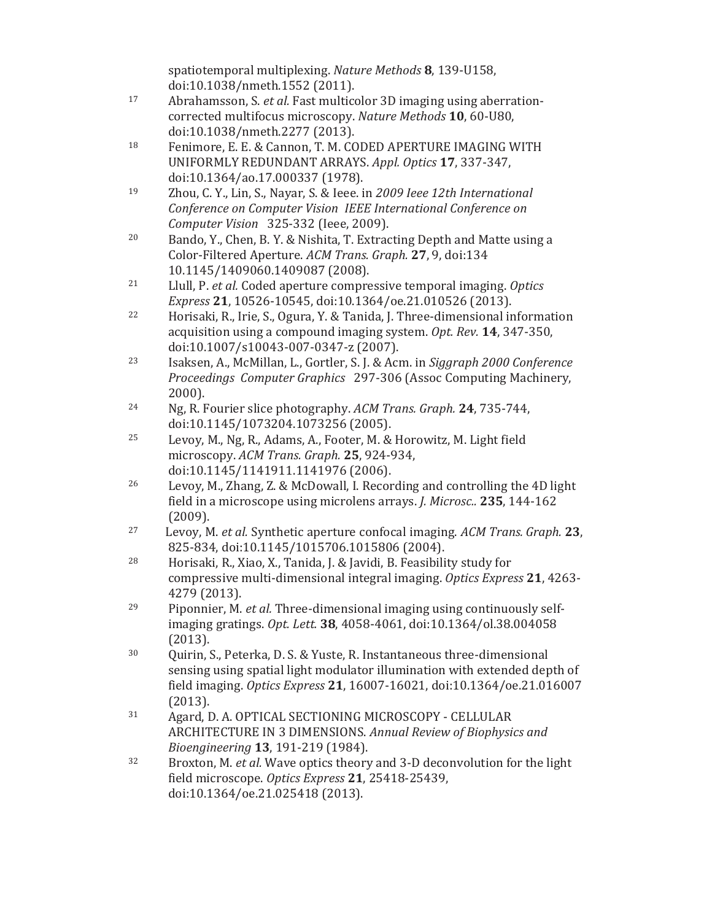spatiotemporal multiplexing. *Nature Methods* **8**, 139-U158, doi:10.1038/nmeth.1552 (2011).

17. Abrahamsson, S. *et al.* Fast multicolor 3D imaging using aberration-corrected multifocus microscopy. *Nature Methods* **10**, 60-U80, doi:10.1038/nmeth.2277 (2013).
18. Fenimore, E. E. & Cannon, T. M. CODED APERTURE IMAGING WITH UNIFORMLY REDUNDANT ARRAYS. *Appl. Optics* **17**, 337-347, doi:10.1364/ao.17.000337 (1978).
19. Zhou, C. Y., Lin, S., Nayar, S. & Ieee. in *2009 Ieee 12th International Conference on Computer Vision IEEE International Conference on Computer Vision* 325-332 (Ieee, 2009).
20. Bando, Y., Chen, B. Y. & Nishita, T. Extracting Depth and Matte using a Color-Filtered Aperture. *ACM Trans. Graph.* **27**, 9, doi:134 10.1145/1409060.1409087 (2008).
21. Llull, P. *et al.* Coded aperture compressive temporal imaging. *Optics Express* **21**, 10526-10545, doi:10.1364/oe.21.010526 (2013).
22. Horisaki, R., Irie, S., Ogura, Y. & Tanida, J. Three-dimensional information acquisition using a compound imaging system. *Opt. Rev.* **14**, 347-350, doi:10.1007/s10043-007-0347-z (2007).
23. Isaksen, A., McMillan, L., Gortler, S. J. & Acm. in *Siggraph 2000 Conference Proceedings Computer Graphics* 297-306 (Assoc Computing Machinery, 2000).
24. Ng, R. Fourier slice photography. *ACM Trans. Graph.* **24**, 735-744, doi:10.1145/1073204.1073256 (2005).
25. Levoy, M., Ng, R., Adams, A., Footer, M. & Horowitz, M. Light field microscopy. *ACM Trans. Graph.* **25**, 924-934, doi:10.1145/1141911.1141976 (2006).
26. Levoy, M., Zhang, Z. & McDowall, I. Recording and controlling the 4D light field in a microscope using microlens arrays. *J. Microsc..* **235**, 144-162 (2009).
27. Levoy, M. *et al.* Synthetic aperture confocal imaging. *ACM Trans. Graph.* **23**, 825-834, doi:10.1145/1015706.1015806 (2004).
28. Horisaki, R., Xiao, X., Tanida, J. & Javidi, B. Feasibility study for compressive multi-dimensional integral imaging. *Optics Express* **21**, 4263-4279 (2013).
29. Piponnier, M. *et al.* Three-dimensional imaging using continuously self-imaging gratings. *Opt. Lett.* **38**, 4058-4061, doi:10.1364/ol.38.004058 (2013).
30. Quirin, S., Peterka, D. S. & Yuste, R. Instantaneous three-dimensional sensing using spatial light modulator illumination with extended depth of field imaging. *Optics Express* **21**, 16007-16021, doi:10.1364/oe.21.016007 (2013).
31. Agard, D. A. OPTICAL SECTIONING MICROSCOPY - CELLULAR ARCHITECTURE IN 3 DIMENSIONS. *Annual Review of Biophysics and Bioengineering* **13**, 191-219 (1984).
32. Broxton, M. *et al.* Wave optics theory and 3-D deconvolution for the light field microscope. *Optics Express* **21**, 25418-25439, doi:10.1364/oe.21.025418 (2013).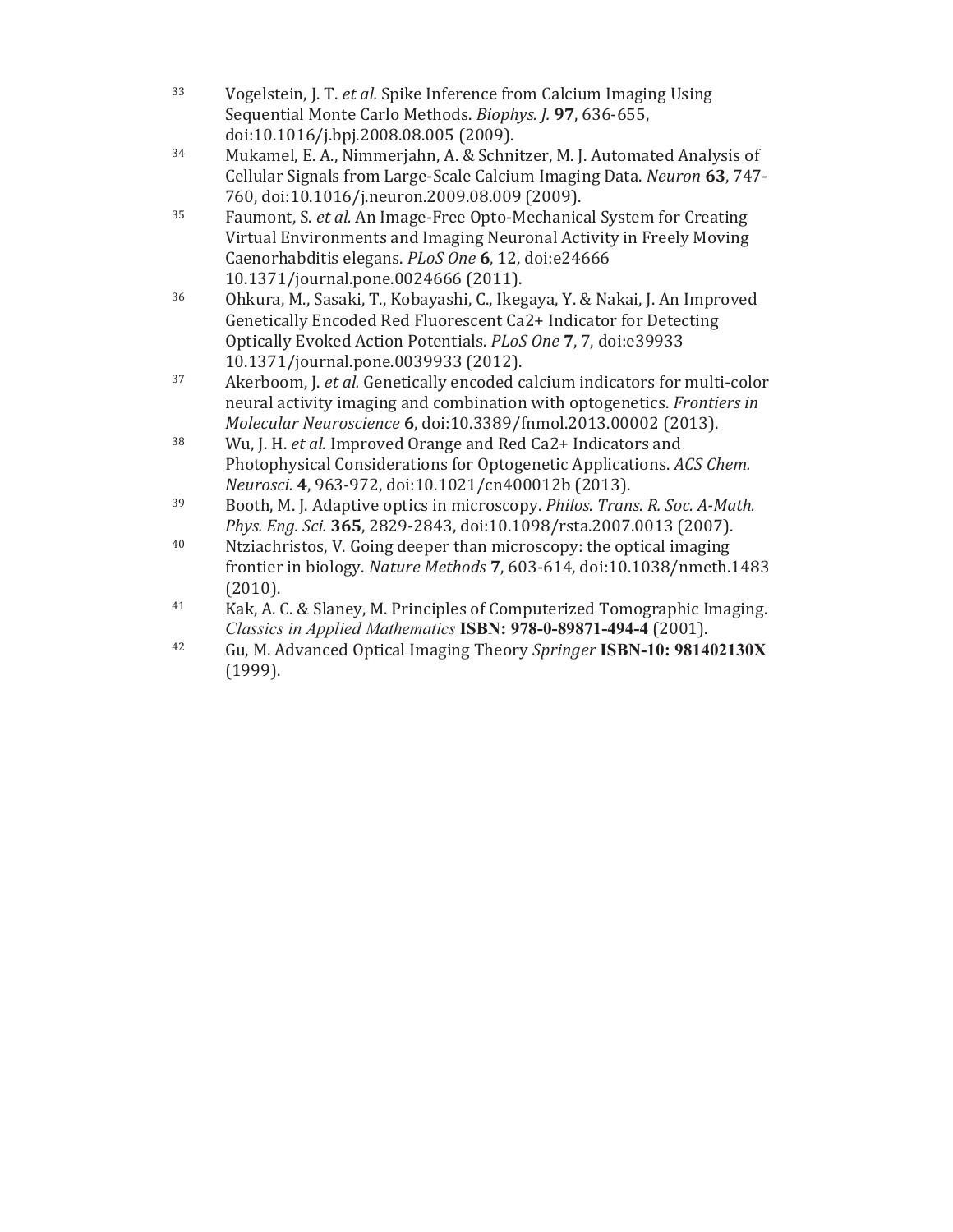33. Vogelstein, J. T. *et al.* Spike Inference from Calcium Imaging Using Sequential Monte Carlo Methods. *Biophys. J.* **97**, 636-655, doi:10.1016/j.bpj.2008.08.005 (2009).
34. Mukamel, E. A., Nimmerjahn, A. & Schnitzer, M. J. Automated Analysis of Cellular Signals from Large-Scale Calcium Imaging Data. *Neuron* **63**, 747-760, doi:10.1016/j.neuron.2009.08.009 (2009).
35. Faumont, S. *et al.* An Image-Free Opto-Mechanical System for Creating Virtual Environments and Imaging Neuronal Activity in Freely Moving Caenorhabditis elegans. *PLoS One* **6**, 12, doi:e24666 10.1371/journal.pone.0024666 (2011).
36. Ohkura, M., Sasaki, T., Kobayashi, C., Ikegaya, Y. & Nakai, J. An Improved Genetically Encoded Red Fluorescent Ca2+ Indicator for Detecting Optically Evoked Action Potentials. *PLoS One* **7**, 7, doi:e39933 10.1371/journal.pone.0039933 (2012).
37. Akerboom, J. *et al.* Genetically encoded calcium indicators for multi-color neural activity imaging and combination with optogenetics. *Frontiers in Molecular Neuroscience* **6**, doi:10.3389/fnmol.2013.00002 (2013).
38. Wu, J. H. *et al.* Improved Orange and Red Ca2+ Indicators and Photophysical Considerations for Optogenetic Applications. *ACS Chem. Neurosci.* **4**, 963-972, doi:10.1021/cn400012b (2013).
39. Booth, M. J. Adaptive optics in microscopy. *Philos. Trans. R. Soc. A-Math. Phys. Eng. Sci.* **365**, 2829-2843, doi:10.1098/rsta.2007.0013 (2007).
40. Ntziachristos, V. Going deeper than microscopy: the optical imaging frontier in biology. *Nature Methods* **7**, 603-614, doi:10.1038/nmeth.1483 (2010).
41. Kak, A. C. & Slaney, M. Principles of Computerized Tomographic Imaging. *Classics in Applied Mathematics* **ISBN: 978-0-89871-494-4** (2001).
42. Gu, M. Advanced Optical Imaging Theory *Springer* **ISBN-10: 981402130X** (1999).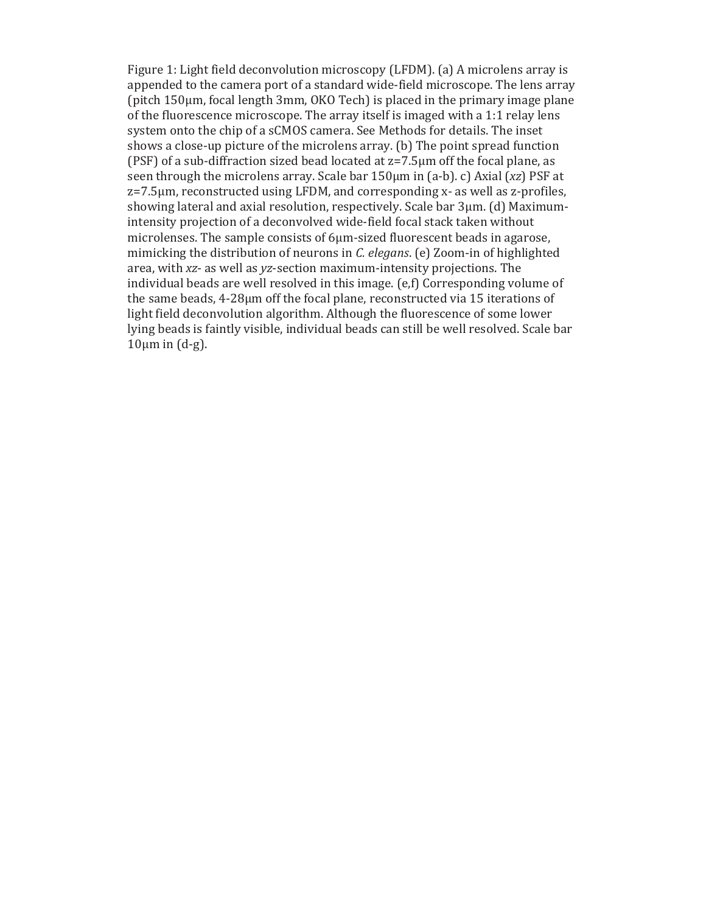Figure 1: Light field deconvolution microscopy (LFDM). (a) A microlens array is appended to the camera port of a standard wide-field microscope. The lens array (pitch 150μm, focal length 3mm, OKO Tech) is placed in the primary image plane of the fluorescence microscope. The array itself is imaged with a 1:1 relay lens system onto the chip of a sCMOS camera. See Methods for details. The inset shows a close-up picture of the microlens array. (b) The point spread function (PSF) of a sub-diffraction sized bead located at z=7.5μm off the focal plane, as seen through the microlens array. Scale bar 150μm in (a-b). c) Axial (*xz*) PSF at z=7.5μm, reconstructed using LFDM, and corresponding x- as well as z-profiles, showing lateral and axial resolution, respectively. Scale bar 3μm. (d) Maximum-intensity projection of a deconvolved wide-field focal stack taken without microlenses. The sample consists of 6μm-sized fluorescent beads in agarose, mimicking the distribution of neurons in *C. elegans*. (e) Zoom-in of highlighted area, with *xz*- as well as *yz*-section maximum-intensity projections. The individual beads are well resolved in this image. (e,f) Corresponding volume of the same beads, 4-28μm off the focal plane, reconstructed via 15 iterations of light field deconvolution algorithm. Although the fluorescence of some lower lying beads is faintly visible, individual beads can still be well resolved. Scale bar 10μm in (d-g).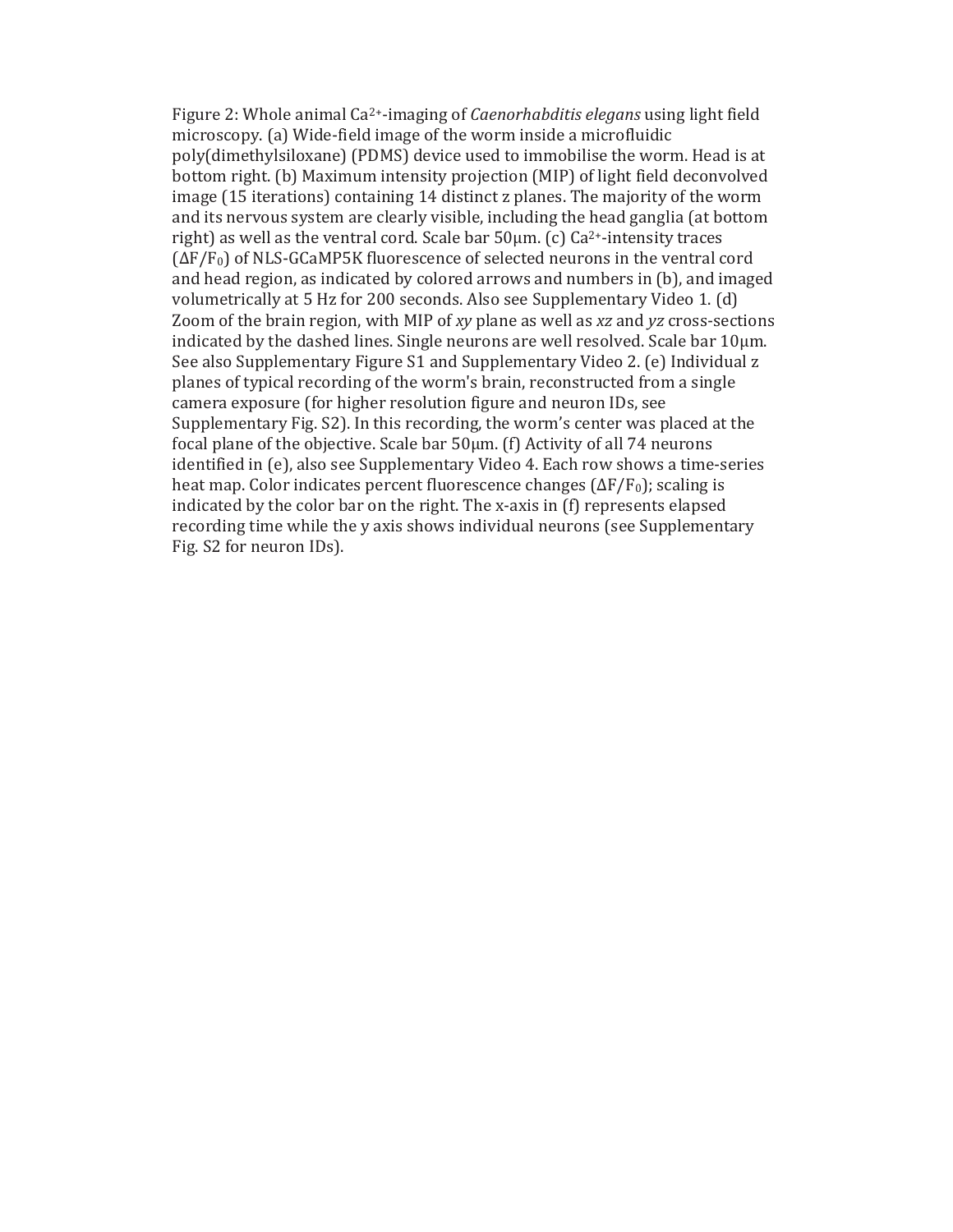Figure 2: Whole animal $Ca^{2+}$-imaging of *Caenorhabditis elegans* using light field microscopy. (a) Wide-field image of the worm inside a microfluidic poly(dimethylsiloxane) (PDMS) device used to immobilise the worm. Head is at bottom right. (b) Maximum intensity projection (MIP) of light field deconvolved image (15 iterations) containing 14 distinct z planes. The majority of the worm and its nervous system are clearly visible, including the head ganglia (at bottom right) as well as the ventral cord. Scale bar 50μm. (c) $Ca^{2+}$-intensity traces ($\Delta F/F_0$) of NLS-GCaMP5K fluorescence of selected neurons in the ventral cord and head region, as indicated by colored arrows and numbers in (b), and imaged volumetrically at 5 Hz for 200 seconds. Also see Supplementary Video 1. (d) Zoom of the brain region, with MIP of *xy* plane as well as *xz* and *yz* cross-sections indicated by the dashed lines. Single neurons are well resolved. Scale bar 10μm. See also Supplementary Figure S1 and Supplementary Video 2. (e) Individual z planes of typical recording of the worm's brain, reconstructed from a single camera exposure (for higher resolution figure and neuron IDs, see Supplementary Fig. S2). In this recording, the worm's center was placed at the focal plane of the objective. Scale bar 50μm. (f) Activity of all 74 neurons identified in (e), also see Supplementary Video 4. Each row shows a time-series heat map. Color indicates percent fluorescence changes ($\Delta F/F_0$); scaling is indicated by the color bar on the right. The x-axis in (f) represents elapsed recording time while the y axis shows individual neurons (see Supplementary Fig. S2 for neuron IDs).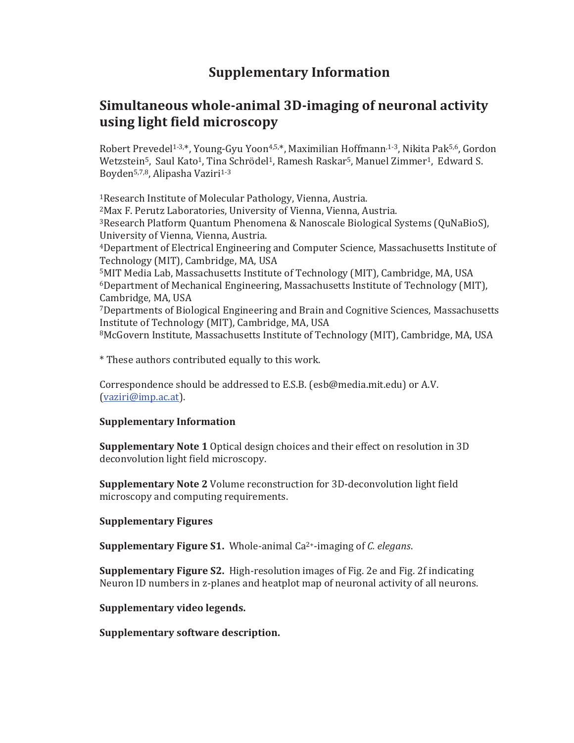# Supplementary Information

## Simultaneous whole-animal 3D-imaging of neuronal activity using light field microscopy

Robert Prevedel[1-3,*], Young-Gyu Yoon[4,5,*], Maximilian Hoffmann[1-3], Nikita Pak[5,6], Gordon Wetzstein[5], Saul Kato[1], Tina Schrödel[1], Ramesh Raskar[5], Manuel Zimmer[1], Edward S. Boyden[5,7,8], Alipasha Vaziri[1-3]

[1]Research Institute of Molecular Pathology, Vienna, Austria.
[2]Max F. Perutz Laboratories, University of Vienna, Vienna, Austria.
[3]Research Platform Quantum Phenomena & Nanoscale Biological Systems (QuNaBioS), University of Vienna, Vienna, Austria.
[4]Department of Electrical Engineering and Computer Science, Massachusetts Institute of Technology (MIT), Cambridge, MA, USA
[5]MIT Media Lab, Massachusetts Institute of Technology (MIT), Cambridge, MA, USA
[6]Department of Mechanical Engineering, Massachusetts Institute of Technology (MIT), Cambridge, MA, USA
[7]Departments of Biological Engineering and Brain and Cognitive Sciences, Massachusetts Institute of Technology (MIT), Cambridge, MA, USA
[8]McGovern Institute, Massachusetts Institute of Technology (MIT), Cambridge, MA, USA

* These authors contributed equally to this work.

Correspondence should be addressed to E.S.B. (esb@media.mit.edu) or A.V. (vaziri@imp.ac.at).

**Supplementary Information**

**Supplementary Note 1** Optical design choices and their effect on resolution in 3D deconvolution light field microscopy.

**Supplementary Note 2** Volume reconstruction for 3D-deconvolution light field microscopy and computing requirements.

**Supplementary Figures**

**Supplementary Figure S1.** Whole-animal $Ca^{2+}$-imaging of *C. elegans*.

**Supplementary Figure S2.** High-resolution images of Fig. 2e and Fig. 2f indicating Neuron ID numbers in z-planes and heatplot map of neuronal activity of all neurons.

**Supplementary video legends.**

**Supplementary software description.**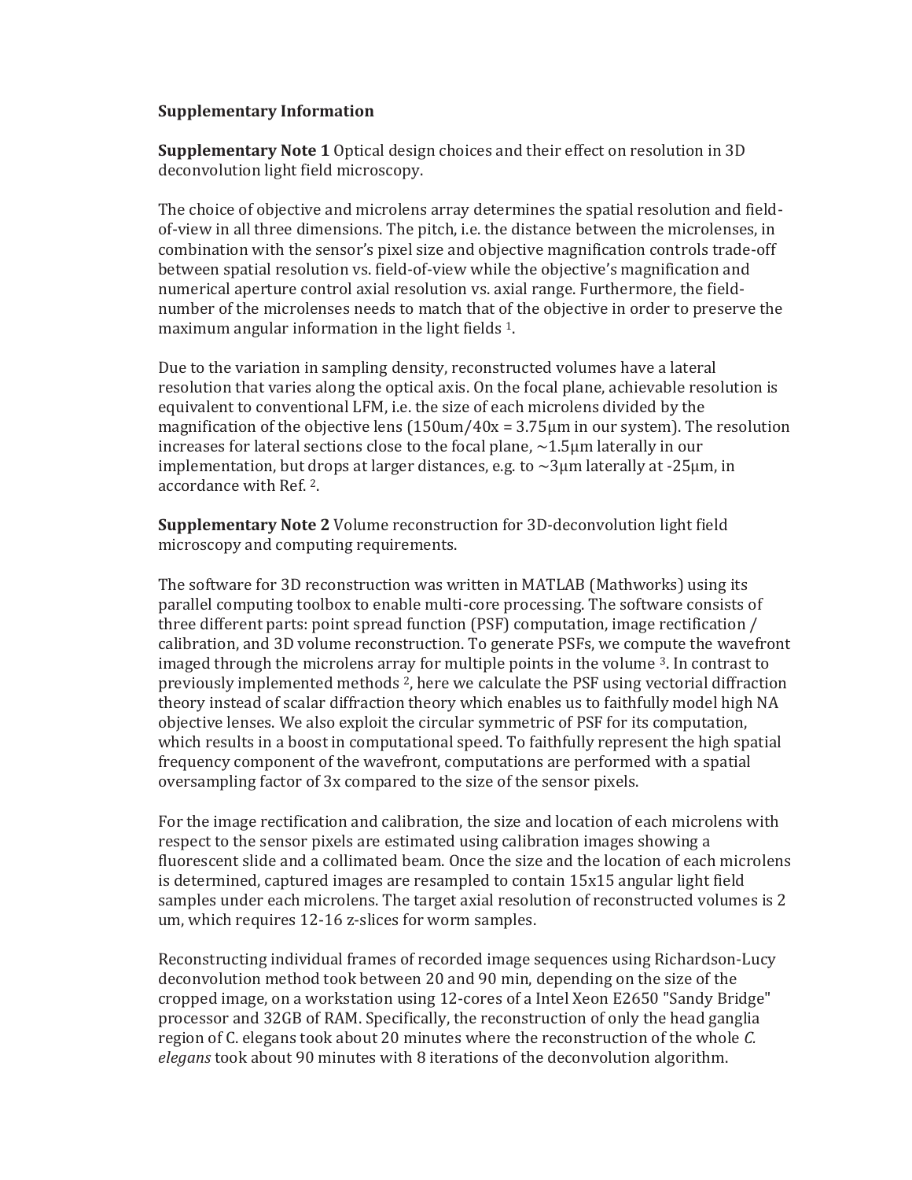**Supplementary Information**

**Supplementary Note 1** Optical design choices and their effect on resolution in 3D deconvolution light field microscopy.

The choice of objective and microlens array determines the spatial resolution and field-of-view in all three dimensions. The pitch, i.e. the distance between the microlenses, in combination with the sensor's pixel size and objective magnification controls trade-off between spatial resolution vs. field-of-view while the objective's magnification and numerical aperture control axial resolution vs. axial range. Furthermore, the field-number of the microlenses needs to match that of the objective in order to preserve the maximum angular information in the light fields [1].

Due to the variation in sampling density, reconstructed volumes have a lateral resolution that varies along the optical axis. On the focal plane, achievable resolution is equivalent to conventional LFM, i.e. the size of each microlens divided by the magnification of the objective lens (150um/40x = 3.75μm in our system). The resolution increases for lateral sections close to the focal plane, ~1.5μm laterally in our implementation, but drops at larger distances, e.g. to ~3μm laterally at -25μm, in accordance with Ref. [2].

**Supplementary Note 2** Volume reconstruction for 3D-deconvolution light field microscopy and computing requirements.

The software for 3D reconstruction was written in MATLAB (Mathworks) using its parallel computing toolbox to enable multi-core processing. The software consists of three different parts: point spread function (PSF) computation, image rectification / calibration, and 3D volume reconstruction. To generate PSFs, we compute the wavefront imaged through the microlens array for multiple points in the volume [3]. In contrast to previously implemented methods [2], here we calculate the PSF using vectorial diffraction theory instead of scalar diffraction theory which enables us to faithfully model high NA objective lenses. We also exploit the circular symmetric of PSF for its computation, which results in a boost in computational speed. To faithfully represent the high spatial frequency component of the wavefront, computations are performed with a spatial oversampling factor of 3x compared to the size of the sensor pixels.

For the image rectification and calibration, the size and location of each microlens with respect to the sensor pixels are estimated using calibration images showing a fluorescent slide and a collimated beam. Once the size and the location of each microlens is determined, captured images are resampled to contain 15x15 angular light field samples under each microlens. The target axial resolution of reconstructed volumes is 2 um, which requires 12-16 z-slices for worm samples.

Reconstructing individual frames of recorded image sequences using Richardson-Lucy deconvolution method took between 20 and 90 min, depending on the size of the cropped image, on a workstation using 12-cores of a Intel Xeon E2650 "Sandy Bridge" processor and 32GB of RAM. Specifically, the reconstruction of only the head ganglia region of C. elegans took about 20 minutes where the reconstruction of the whole *C. elegans* took about 90 minutes with 8 iterations of the deconvolution algorithm.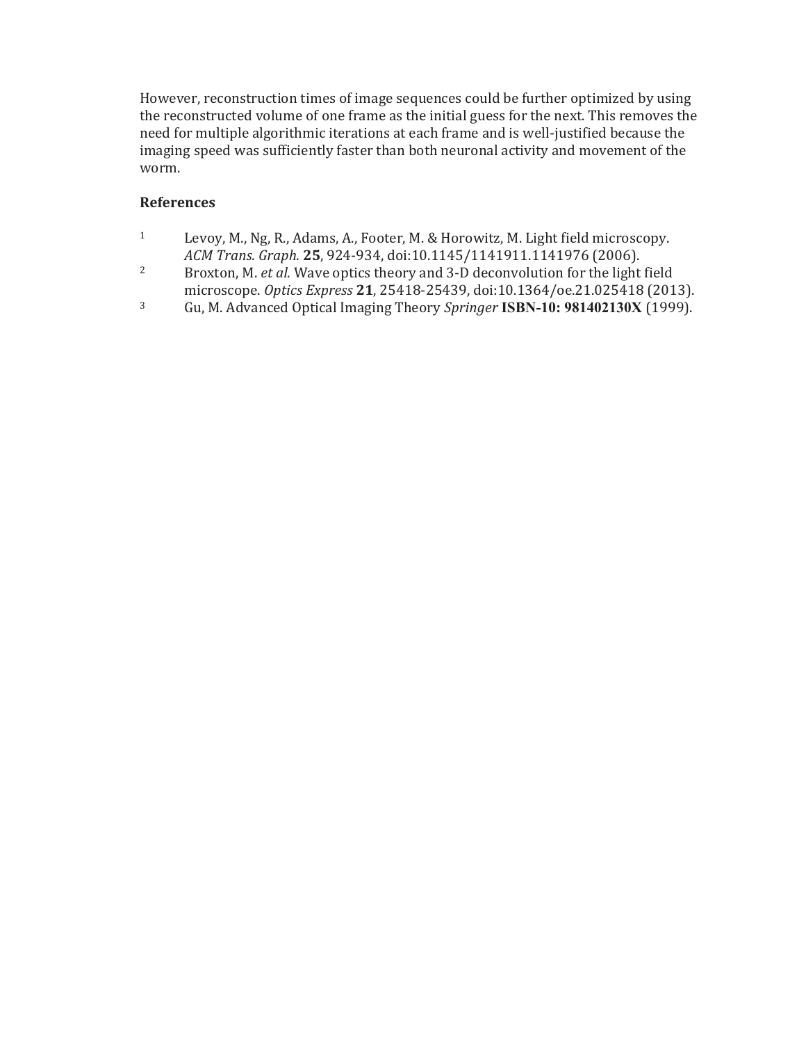However, reconstruction times of image sequences could be further optimized by using the reconstructed volume of one frame as the initial guess for the next. This removes the need for multiple algorithmic iterations at each frame and is well-justified because the imaging speed was sufficiently faster than both neuronal activity and movement of the worm.

## References

1. Levoy, M., Ng, R., Adams, A., Footer, M. & Horowitz, M. Light field microscopy. *ACM Trans. Graph.* **25**, 924-934, doi:10.1145/1141911.1141976 (2006).
2. Broxton, M. *et al.* Wave optics theory and 3-D deconvolution for the light field microscope. *Optics Express* **21**, 25418-25439, doi:10.1364/oe.21.025418 (2013).
3. Gu, M. Advanced Optical Imaging Theory *Springer* **ISBN-10: 981402130X** (1999).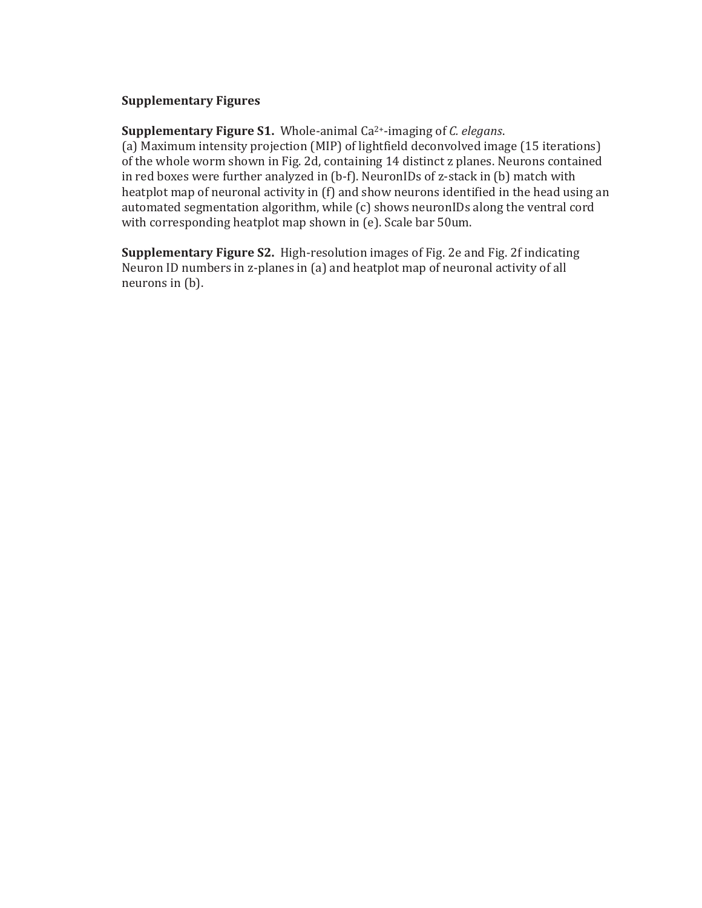**Supplementary Figures**

**Supplementary Figure S1.** Whole-animal $Ca^{2+}$-imaging of *C. elegans*.
(a) Maximum intensity projection (MIP) of lightfield deconvolved image (15 iterations) of the whole worm shown in Fig. 2d, containing 14 distinct z planes. Neurons contained in red boxes were further analyzed in (b-f). NeuronIDs of z-stack in (b) match with heatplot map of neuronal activity in (f) and show neurons identified in the head using an automated segmentation algorithm, while (c) shows neuronIDs along the ventral cord with corresponding heatplot map shown in (e). Scale bar 50um.

**Supplementary Figure S2.** High-resolution images of Fig. 2e and Fig. 2f indicating Neuron ID numbers in z-planes in (a) and heatplot map of neuronal activity of all neurons in (b).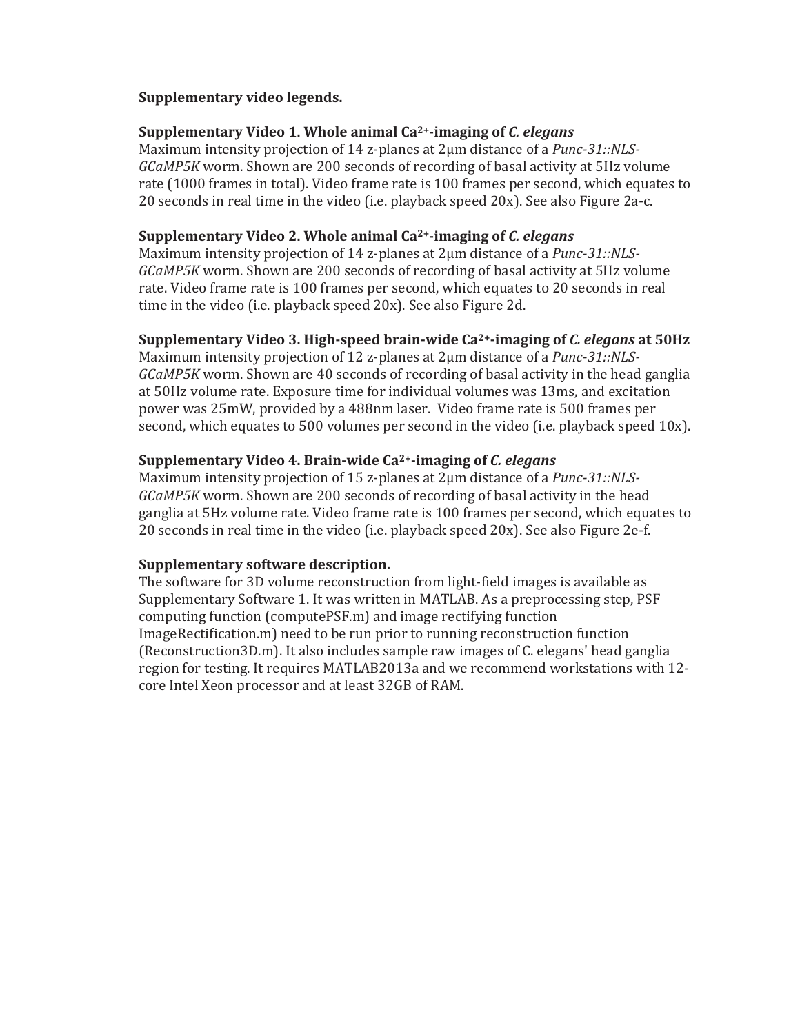**Supplementary video legends.**

**Supplementary Video 1. Whole animal $Ca^{2+}$-imaging of *C. elegans***
Maximum intensity projection of 14 z-planes at 2μm distance of a *Punc-31::NLS-GCaMP5K* worm. Shown are 200 seconds of recording of basal activity at 5Hz volume rate (1000 frames in total). Video frame rate is 100 frames per second, which equates to 20 seconds in real time in the video (i.e. playback speed 20x). See also Figure 2a-c.

**Supplementary Video 2. Whole animal $Ca^{2+}$-imaging of *C. elegans***
Maximum intensity projection of 14 z-planes at 2μm distance of a *Punc-31::NLS-GCaMP5K* worm. Shown are 200 seconds of recording of basal activity at 5Hz volume rate. Video frame rate is 100 frames per second, which equates to 20 seconds in real time in the video (i.e. playback speed 20x). See also Figure 2d.

**Supplementary Video 3. High-speed brain-wide $Ca^{2+}$-imaging of *C. elegans* at 50Hz**
Maximum intensity projection of 12 z-planes at 2μm distance of a *Punc-31::NLS-GCaMP5K* worm. Shown are 40 seconds of recording of basal activity in the head ganglia at 50Hz volume rate. Exposure time for individual volumes was 13ms, and excitation power was 25mW, provided by a 488nm laser. Video frame rate is 500 frames per second, which equates to 500 volumes per second in the video (i.e. playback speed 10x).

**Supplementary Video 4. Brain-wide $Ca^{2+}$-imaging of *C. elegans***
Maximum intensity projection of 15 z-planes at 2μm distance of a *Punc-31::NLS-GCaMP5K* worm. Shown are 200 seconds of recording of basal activity in the head ganglia at 5Hz volume rate. Video frame rate is 100 frames per second, which equates to 20 seconds in real time in the video (i.e. playback speed 20x). See also Figure 2e-f.

**Supplementary software description.**
The software for 3D volume reconstruction from light-field images is available as Supplementary Software 1. It was written in MATLAB. As a preprocessing step, PSF computing function (computePSF.m) and image rectifying function ImageRectification.m) need to be run prior to running reconstruction function (Reconstruction3D.m). It also includes sample raw images of C. elegans' head ganglia region for testing. It requires MATLAB2013a and we recommend workstations with 12-core Intel Xeon processor and at least 32GB of RAM.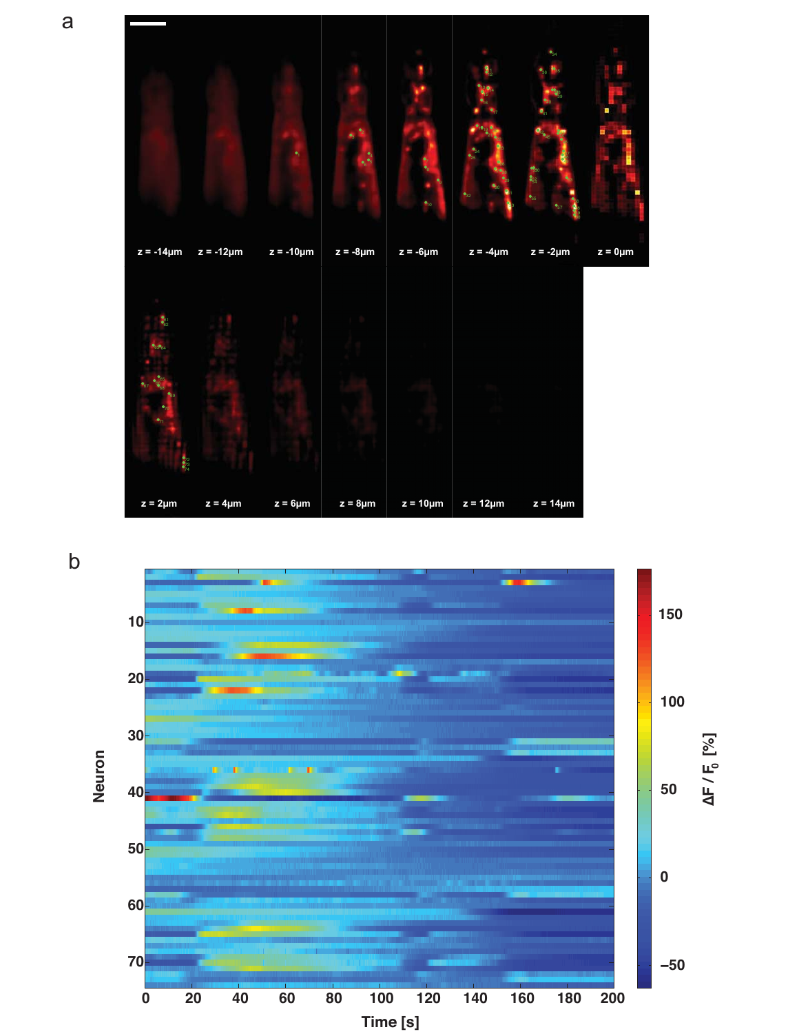a

z = -14µm
z = -12µm
z = -10µm
z = -8µm
z = -6µm
z = -4µm
z = -2µm
z = 0µm

z = 2µm
z = 4µm
z = 6µm
z = 8µm
z = 10µm
z = 12µm
z = 14µm

b

Neuron

10
20
30
40
50
60
70

0 20 40 60 80 100 120 140 160 180 200

Time [s]

$\Delta F / F_0$ [%]

150
100
50
0
−50